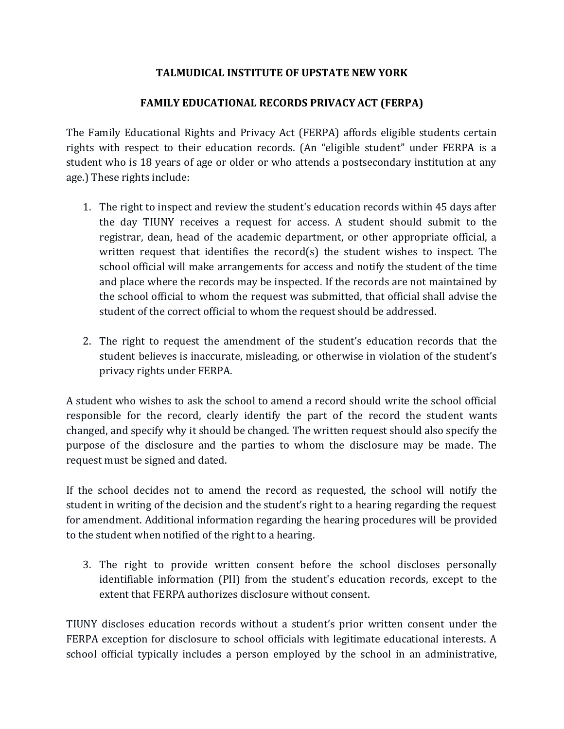# TALMUDICAL INSTITUTE OF UPSTATE NEW YORK

## FAMILY EDUCATIONAL RECORDS PRIVACY ACT (FERPA)

The Family Educational Rights and Privacy Act (FERPA) affords eligible students certain rights with respect to their education records. (An "eligible student" under FERPA is a student who is 18 years of age or older or who attends a postsecondary institution at any age.) These rights include:

1. The right to inspect and review the student's education records within 45 days after the day TIUNY receives a request for access. A student should submit to the registrar, dean, head of the academic department, or other appropriate official, a written request that identifies the record(s) the student wishes to inspect. The school official will make arrangements for access and notify the student of the time and place where the records may be inspected. If the records are not maintained by the school official to whom the request was submitted, that official shall advise the student of the correct official to whom the request should be addressed.

2. The right to request the amendment of the student's education records that the student believes is inaccurate, misleading, or otherwise in violation of the student's privacy rights under FERPA.

A student who wishes to ask the school to amend a record should write the school official responsible for the record, clearly identify the part of the record the student wants changed, and specify why it should be changed. The written request should also specify the purpose of the disclosure and the parties to whom the disclosure may be made. The request must be signed and dated.

If the school decides not to amend the record as requested, the school will notify the student in writing of the decision and the student's right to a hearing regarding the request for amendment. Additional information regarding the hearing procedures will be provided to the student when notified of the right to a hearing.

3. The right to provide written consent before the school discloses personally identifiable information (PII) from the student's education records, except to the extent that FERPA authorizes disclosure without consent.

TIUNY discloses education records without a student's prior written consent under the FERPA exception for disclosure to school officials with legitimate educational interests. A school official typically includes a person employed by the school in an administrative,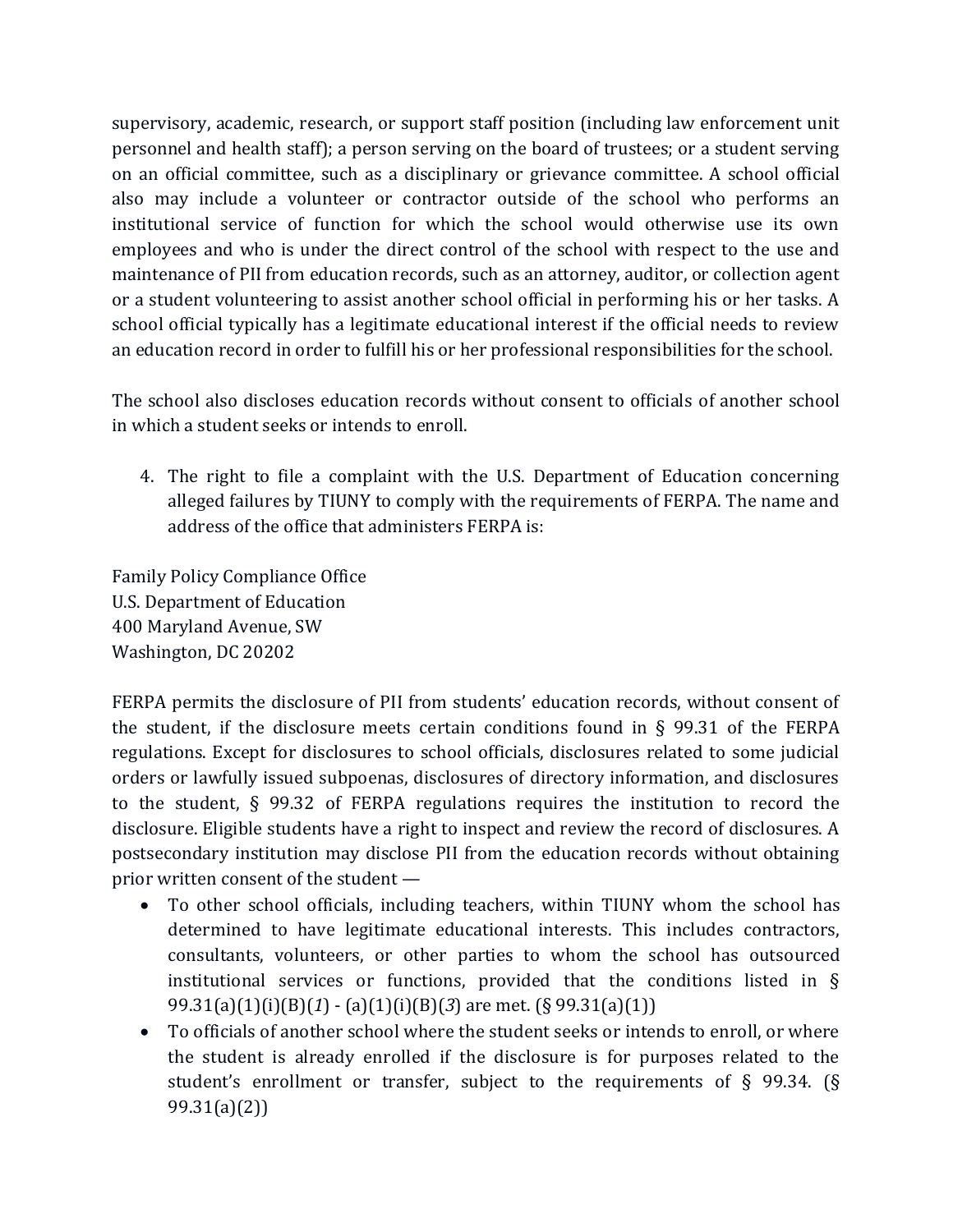supervisory, academic, research, or support staff position (including law enforcement unit personnel and health staff); a person serving on the board of trustees; or a student serving on an official committee, such as a disciplinary or grievance committee. A school official also may include a volunteer or contractor outside of the school who performs an institutional service of function for which the school would otherwise use its own employees and who is under the direct control of the school with respect to the use and maintenance of PII from education records, such as an attorney, auditor, or collection agent or a student volunteering to assist another school official in performing his or her tasks. A school official typically has a legitimate educational interest if the official needs to review an education record in order to fulfill his or her professional responsibilities for the school.

The school also discloses education records without consent to officials of another school in which a student seeks or intends to enroll.

4. The right to file a complaint with the U.S. Department of Education concerning alleged failures by TIUNY to comply with the requirements of FERPA. The name and address of the office that administers FERPA is:

Family Policy Compliance Office
U.S. Department of Education
400 Maryland Avenue, SW
Washington, DC 20202

FERPA permits the disclosure of PII from students' education records, without consent of the student, if the disclosure meets certain conditions found in § 99.31 of the FERPA regulations. Except for disclosures to school officials, disclosures related to some judicial orders or lawfully issued subpoenas, disclosures of directory information, and disclosures to the student, § 99.32 of FERPA regulations requires the institution to record the disclosure. Eligible students have a right to inspect and review the record of disclosures. A postsecondary institution may disclose PII from the education records without obtaining prior written consent of the student —

- To other school officials, including teachers, within TIUNY whom the school has determined to have legitimate educational interests. This includes contractors, consultants, volunteers, or other parties to whom the school has outsourced institutional services or functions, provided that the conditions listed in § 99.31(a)(1)(i)(B)(*1*) - (a)(1)(i)(B)(*3*) are met. (§ 99.31(a)(1))
- To officials of another school where the student seeks or intends to enroll, or where the student is already enrolled if the disclosure is for purposes related to the student's enrollment or transfer, subject to the requirements of § 99.34. (§ 99.31(a)(2))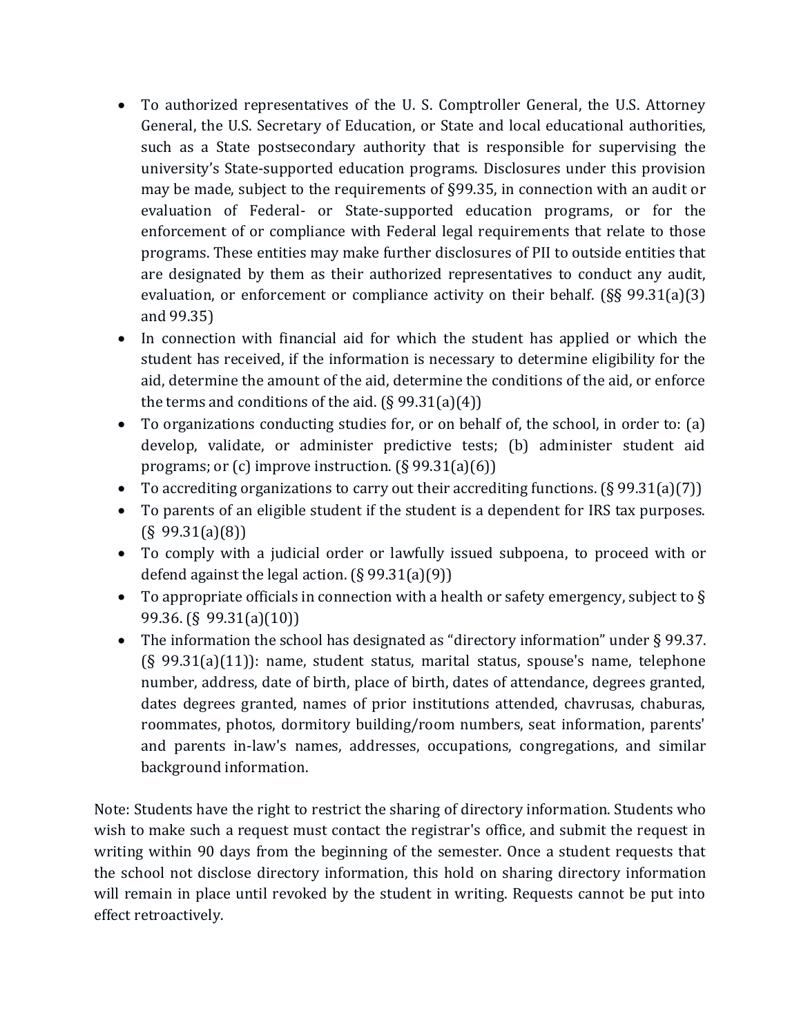- To authorized representatives of the U. S. Comptroller General, the U.S. Attorney General, the U.S. Secretary of Education, or State and local educational authorities, such as a State postsecondary authority that is responsible for supervising the university's State-supported education programs. Disclosures under this provision may be made, subject to the requirements of §99.35, in connection with an audit or evaluation of Federal- or State-supported education programs, or for the enforcement of or compliance with Federal legal requirements that relate to those programs. These entities may make further disclosures of PII to outside entities that are designated by them as their authorized representatives to conduct any audit, evaluation, or enforcement or compliance activity on their behalf. (§§ 99.31(a)(3) and 99.35)
- In connection with financial aid for which the student has applied or which the student has received, if the information is necessary to determine eligibility for the aid, determine the amount of the aid, determine the conditions of the aid, or enforce the terms and conditions of the aid. (§ 99.31(a)(4))
- To organizations conducting studies for, or on behalf of, the school, in order to: (a) develop, validate, or administer predictive tests; (b) administer student aid programs; or (c) improve instruction. (§ 99.31(a)(6))
- To accrediting organizations to carry out their accrediting functions. (§ 99.31(a)(7))
- To parents of an eligible student if the student is a dependent for IRS tax purposes. (§ 99.31(a)(8))
- To comply with a judicial order or lawfully issued subpoena, to proceed with or defend against the legal action. (§ 99.31(a)(9))
- To appropriate officials in connection with a health or safety emergency, subject to § 99.36. (§ 99.31(a)(10))
- The information the school has designated as "directory information" under § 99.37. (§ 99.31(a)(11)): name, student status, marital status, spouse's name, telephone number, address, date of birth, place of birth, dates of attendance, degrees granted, dates degrees granted, names of prior institutions attended, chavrusas, chaburas, roommates, photos, dormitory building/room numbers, seat information, parents' and parents in-law's names, addresses, occupations, congregations, and similar background information.

Note: Students have the right to restrict the sharing of directory information. Students who wish to make such a request must contact the registrar's office, and submit the request in writing within 90 days from the beginning of the semester. Once a student requests that the school not disclose directory information, this hold on sharing directory information will remain in place until revoked by the student in writing. Requests cannot be put into effect retroactively.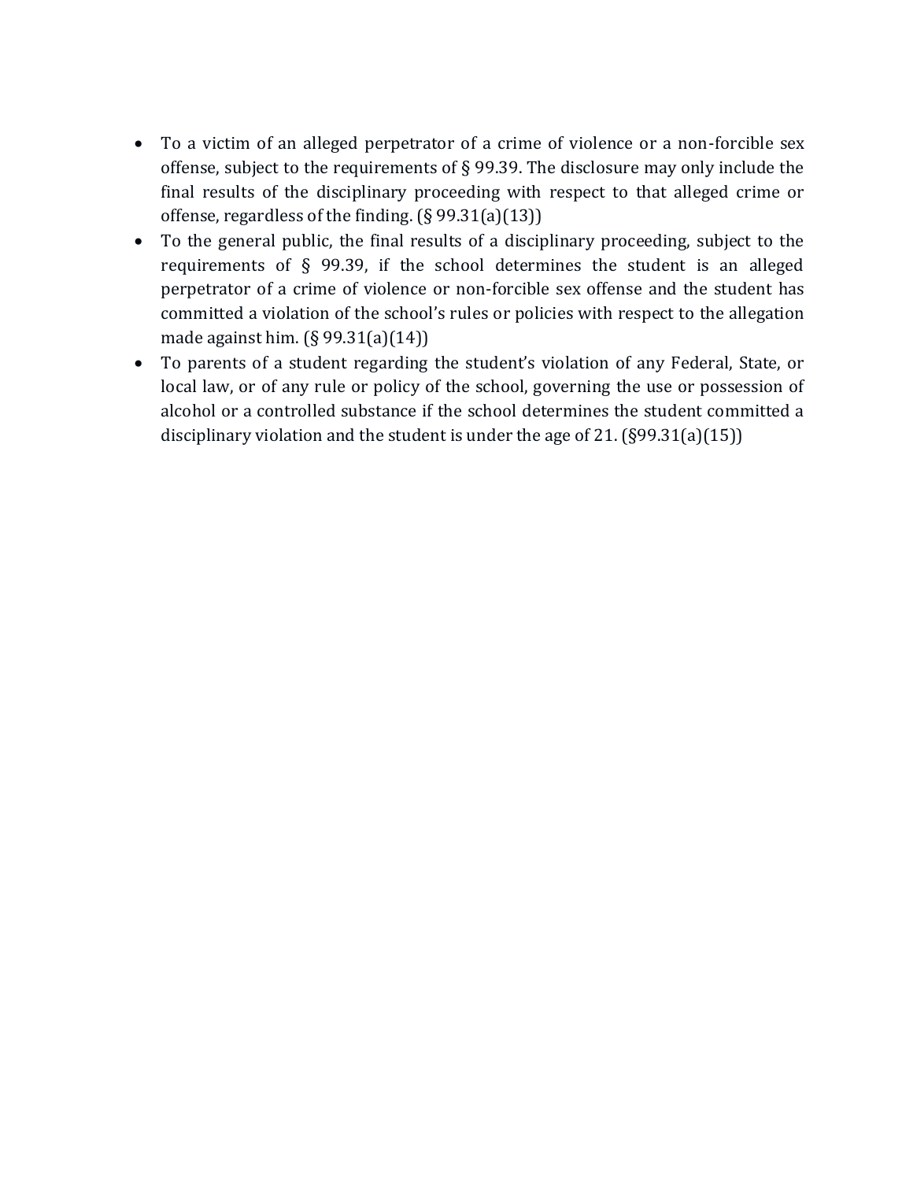- To a victim of an alleged perpetrator of a crime of violence or a non-forcible sex offense, subject to the requirements of § 99.39. The disclosure may only include the final results of the disciplinary proceeding with respect to that alleged crime or offense, regardless of the finding. (§ 99.31(a)(13))
- To the general public, the final results of a disciplinary proceeding, subject to the requirements of § 99.39, if the school determines the student is an alleged perpetrator of a crime of violence or non-forcible sex offense and the student has committed a violation of the school's rules or policies with respect to the allegation made against him. (§ 99.31(a)(14))
- To parents of a student regarding the student's violation of any Federal, State, or local law, or of any rule or policy of the school, governing the use or possession of alcohol or a controlled substance if the school determines the student committed a disciplinary violation and the student is under the age of 21. (§99.31(a)(15))